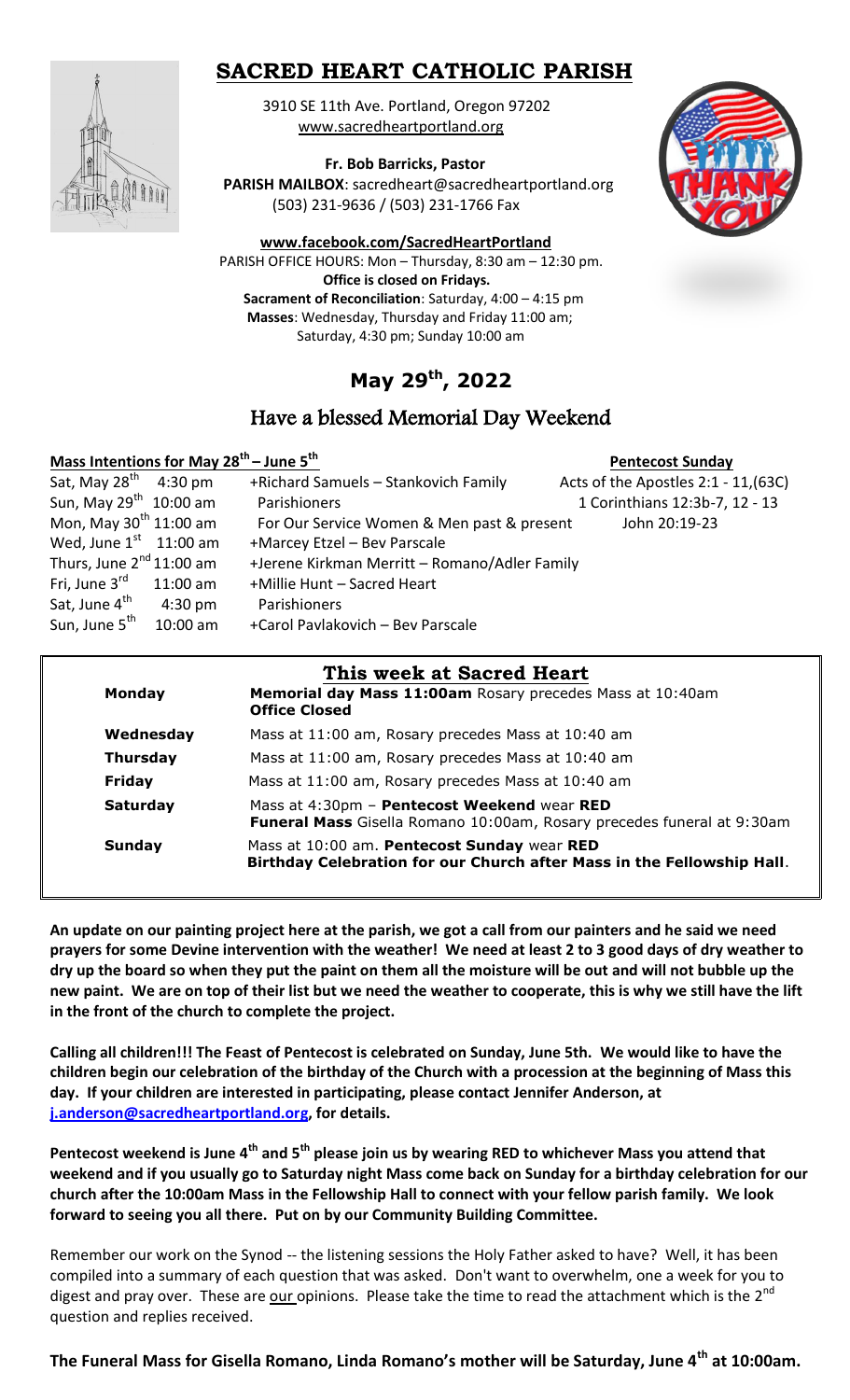# SACRED HEART CATHOLIC PARISH

3910 SE 11th Ave. Portland, Oregon 97202
www.sacredheartportland.org

**Fr. Bob Barricks, Pastor**
**PARISH MAILBOX**: sacredheart@sacredheartportland.org
(503) 231-9636 / (503) 231-1766 Fax

**www.facebook.com/SacredHeartPortland**
PARISH OFFICE HOURS: Mon – Thursday, 8:30 am – 12:30 pm.
**Office is closed on Fridays.**
**Sacrament of Reconciliation**: Saturday, 4:00 – 4:15 pm
**Masses**: Wednesday, Thursday and Friday 11:00 am;
Saturday, 4:30 pm; Sunday 10:00 am

## May 29th, 2022

## Have a blessed Memorial Day Weekend

**Mass Intentions for May 28th – June 5th**

| | | |
|---|---|---|
| Sat, May 28th 4:30 pm | +Richard Samuels – Stankovich Family | |
| Sun, May 29th 10:00 am | Parishioners | |
| Mon, May 30th 11:00 am | For Our Service Women & Men past & present | |
| Wed, June 1st 11:00 am | +Marcey Etzel – Bev Parscale | |
| Thurs, June 2nd 11:00 am | +Jerene Kirkman Merritt – Romano/Adler Family | |
| Fri, June 3rd 11:00 am | +Millie Hunt – Sacred Heart | |
| Sat, June 4th 4:30 pm | Parishioners | |
| Sun, June 5th 10:00 am | +Carol Pavlakovich – Bev Parscale | |

**Pentecost Sunday**
Acts of the Apostles 2:1 - 11,(63C)
1 Corinthians 12:3b-7, 12 - 13
John 20:19-23

## This week at Sacred Heart

| | |
|---|---|
| **Monday** | **Memorial day Mass 11:00am** Rosary precedes Mass at 10:40am **Office Closed** |
| **Wednesday** | Mass at 11:00 am, Rosary precedes Mass at 10:40 am |
| **Thursday** | Mass at 11:00 am, Rosary precedes Mass at 10:40 am |
| **Friday** | Mass at 11:00 am, Rosary precedes Mass at 10:40 am |
| **Saturday** | Mass at 4:30pm – **Pentecost Weekend** wear **RED** **Funeral Mass** Gisella Romano 10:00am, Rosary precedes funeral at 9:30am |
| **Sunday** | Mass at 10:00 am. **Pentecost Sunday** wear **RED** **Birthday Celebration for our Church after Mass in the Fellowship Hall**. |

**An update on our painting project here at the parish, we got a call from our painters and he said we need prayers for some Devine intervention with the weather! We need at least 2 to 3 good days of dry weather to dry up the board so when they put the paint on them all the moisture will be out and will not bubble up the new paint. We are on top of their list but we need the weather to cooperate, this is why we still have the lift in the front of the church to complete the project.**

**Calling all children!!! The Feast of Pentecost is celebrated on Sunday, June 5th. We would like to have the children begin our celebration of the birthday of the Church with a procession at the beginning of Mass this day. If your children are interested in participating, please contact Jennifer Anderson, at j.anderson@sacredheartportland.org, for details.**

**Pentecost weekend is June 4th and 5th please join us by wearing RED to whichever Mass you attend that weekend and if you usually go to Saturday night Mass come back on Sunday for a birthday celebration for our church after the 10:00am Mass in the Fellowship Hall to connect with your fellow parish family. We look forward to seeing you all there. Put on by our Community Building Committee.**

Remember our work on the Synod -- the listening sessions the Holy Father asked to have? Well, it has been compiled into a summary of each question that was asked. Don't want to overwhelm, one a week for you to digest and pray over. These are our opinions. Please take the time to read the attachment which is the 2nd question and replies received.

**The Funeral Mass for Gisella Romano, Linda Romano's mother will be Saturday, June 4th at 10:00am.**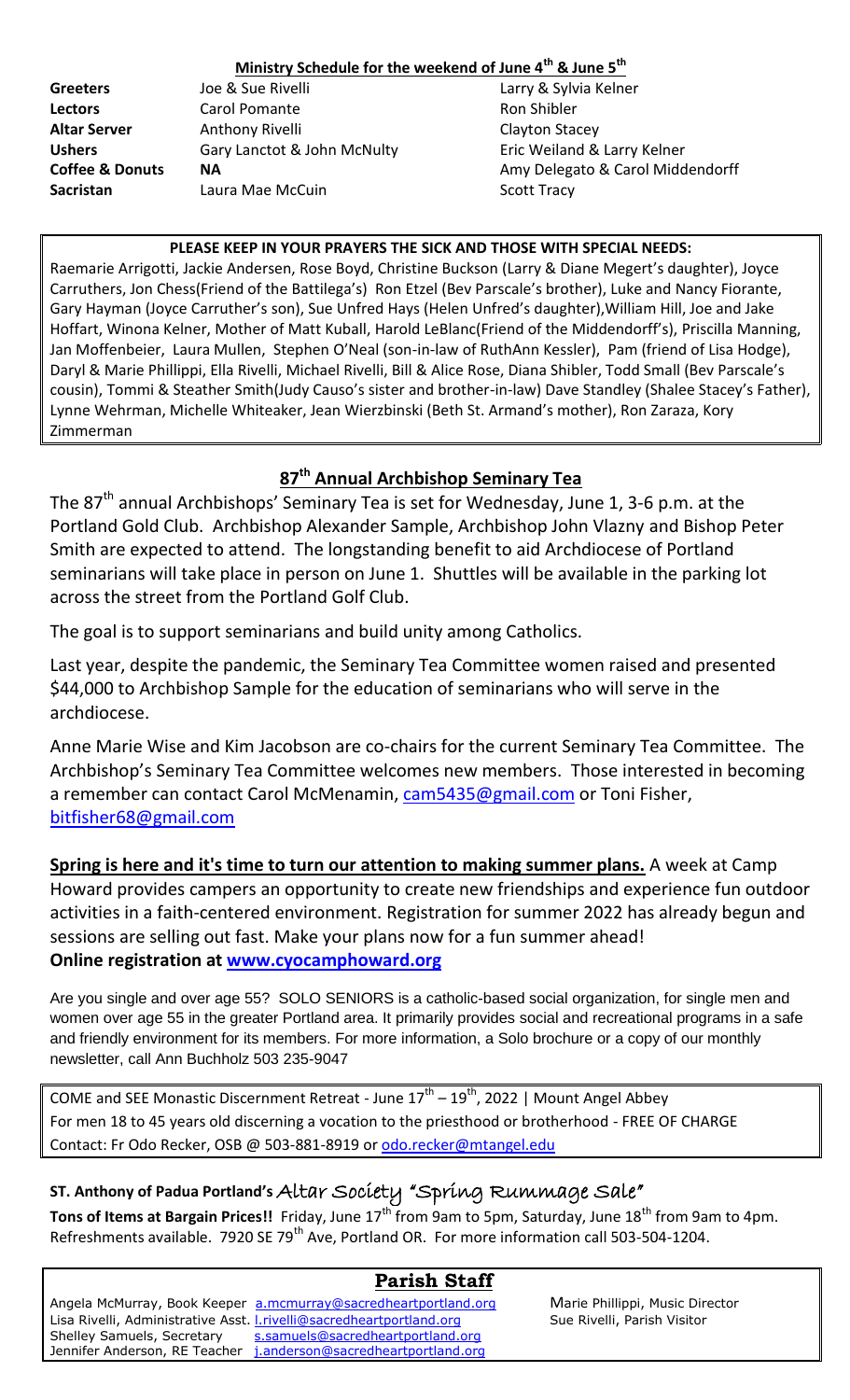## Ministry Schedule for the weekend of June 4th & June 5th

| | | |
|---|---|---|
| **Greeters** | Joe & Sue Rivelli | Larry & Sylvia Kelner |
| **Lectors** | Carol Pomante | Ron Shibler |
| **Altar Server** | Anthony Rivelli | Clayton Stacey |
| **Ushers** | Gary Lanctot & John McNulty | Eric Weiland & Larry Kelner |
| **Coffee & Donuts** | **NA** | Amy Delegato & Carol Middendorff |
| **Sacristan** | Laura Mae McCuin | Scott Tracy |

**PLEASE KEEP IN YOUR PRAYERS THE SICK AND THOSE WITH SPECIAL NEEDS:**

Raemarie Arrigotti, Jackie Andersen, Rose Boyd, Christine Buckson (Larry & Diane Megert's daughter), Joyce Carruthers, Jon Chess(Friend of the Battilega's) Ron Etzel (Bev Parscale's brother), Luke and Nancy Fiorante, Gary Hayman (Joyce Carruther's son), Sue Unfred Hays (Helen Unfred's daughter),William Hill, Joe and Jake Hoffart, Winona Kelner, Mother of Matt Kuball, Harold LeBlanc(Friend of the Middendorff's), Priscilla Manning, Jan Moffenbeier, Laura Mullen, Stephen O'Neal (son-in-law of RuthAnn Kessler), Pam (friend of Lisa Hodge), Daryl & Marie Phillippi, Ella Rivelli, Michael Rivelli, Bill & Alice Rose, Diana Shibler, Todd Small (Bev Parscale's cousin), Tommi & Steather Smith(Judy Causo's sister and brother-in-law) Dave Standley (Shalee Stacey's Father), Lynne Wehrman, Michelle Whiteaker, Jean Wierzbinski (Beth St. Armand's mother), Ron Zaraza, Kory Zimmerman

## 87th Annual Archbishop Seminary Tea

The 87th annual Archbishops' Seminary Tea is set for Wednesday, June 1, 3-6 p.m. at the Portland Gold Club. Archbishop Alexander Sample, Archbishop John Vlazny and Bishop Peter Smith are expected to attend. The longstanding benefit to aid Archdiocese of Portland seminarians will take place in person on June 1. Shuttles will be available in the parking lot across the street from the Portland Golf Club.

The goal is to support seminarians and build unity among Catholics.

Last year, despite the pandemic, the Seminary Tea Committee women raised and presented \$44,000 to Archbishop Sample for the education of seminarians who will serve in the archdiocese.

Anne Marie Wise and Kim Jacobson are co-chairs for the current Seminary Tea Committee. The Archbishop's Seminary Tea Committee welcomes new members. Those interested in becoming a remember can contact Carol McMenamin, cam5435@gmail.com or Toni Fisher, bitfisher68@gmail.com

**Spring is here and it's time to turn our attention to making summer plans.** A week at Camp Howard provides campers an opportunity to create new friendships and experience fun outdoor activities in a faith-centered environment. Registration for summer 2022 has already begun and sessions are selling out fast. Make your plans now for a fun summer ahead!
**Online registration at www.cyocamphoward.org**

Are you single and over age 55? SOLO SENIORS is a catholic-based social organization, for single men and women over age 55 in the greater Portland area. It primarily provides social and recreational programs in a safe and friendly environment for its members. For more information, a Solo brochure or a copy of our monthly newsletter, call Ann Buchholz 503 235-9047

COME and SEE Monastic Discernment Retreat - June 17th – 19th, 2022 | Mount Angel Abbey
For men 18 to 45 years old discerning a vocation to the priesthood or brotherhood - FREE OF CHARGE
Contact: Fr Odo Recker, OSB @ 503-881-8919 or odo.recker@mtangel.edu

**ST. Anthony of Padua Portland's** Altar Society "Spring Rummage Sale"
**Tons of Items at Bargain Prices!!** Friday, June 17th from 9am to 5pm, Saturday, June 18th from 9am to 4pm. Refreshments available. 7920 SE 79th Ave, Portland OR. For more information call 503-504-1204.

## Parish Staff

Angela McMurray, Book Keeper a.mcmurray@sacredheartportland.org
Lisa Rivelli, Administrative Asst. l.rivelli@sacredheartportland.org
Shelley Samuels, Secretary s.samuels@sacredheartportland.org
Jennifer Anderson, RE Teacher j.anderson@sacredheartportland.org
Marie Phillippi, Music Director
Sue Rivelli, Parish Visitor